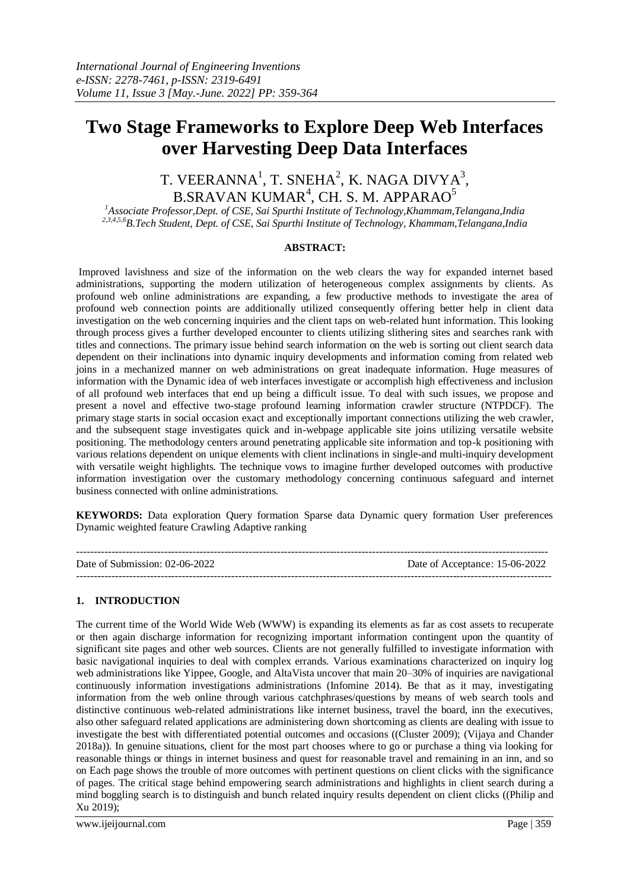# Two Stage Frameworks to Explore Deep Web Interfaces over Harvesting Deep Data Interfaces

T. VEERANNA[1], T. SNEHA[2], K. NAGA DIVYA[3], B.SRAVAN KUMAR[4], CH. S. M. APPARAO[5]

*[1]Associate Professor,Dept. of CSE, Sai Spurthi Institute of Technology,Khammam,Telangana,India*
*[2,3,4,5,6]B.Tech Student, Dept. of CSE, Sai Spurthi Institute of Technology, Khammam,Telangana,India*

**ABSTRACT:**

Improved lavishness and size of the information on the web clears the way for expanded internet based administrations, supporting the modern utilization of heterogeneous complex assignments by clients. As profound web online administrations are expanding, a few productive methods to investigate the area of profound web connection points are additionally utilized consequently offering better help in client data investigation on the web concerning inquiries and the client taps on web-related hunt information. This looking through process gives a further developed encounter to clients utilizing slithering sites and searches rank with titles and connections. The primary issue behind search information on the web is sorting out client search data dependent on their inclinations into dynamic inquiry developments and information coming from related web joins in a mechanized manner on web administrations on great inadequate information. Huge measures of information with the Dynamic idea of web interfaces investigate or accomplish high effectiveness and inclusion of all profound web interfaces that end up being a difficult issue. To deal with such issues, we propose and present a novel and effective two-stage profound learning information crawler structure (NTPDCF). The primary stage starts in social occasion exact and exceptionally important connections utilizing the web crawler, and the subsequent stage investigates quick and in-webpage applicable site joins utilizing versatile website positioning. The methodology centers around penetrating applicable site information and top-k positioning with various relations dependent on unique elements with client inclinations in single-and multi-inquiry development with versatile weight highlights. The technique vows to imagine further developed outcomes with productive information investigation over the customary methodology concerning continuous safeguard and internet business connected with online administrations.

**KEYWORDS:** Data exploration Query formation Sparse data Dynamic query formation User preferences Dynamic weighted feature Crawling Adaptive ranking

Date of Submission: 02-06-2022 Date of Acceptance: 15-06-2022

## 1. INTRODUCTION

The current time of the World Wide Web (WWW) is expanding its elements as far as cost assets to recuperate or then again discharge information for recognizing important information contingent upon the quantity of significant site pages and other web sources. Clients are not generally fulfilled to investigate information with basic navigational inquiries to deal with complex errands. Various examinations characterized on inquiry log web administrations like Yippee, Google, and AltaVista uncover that main 20–30% of inquiries are navigational continuously information investigations administrations (Infomine 2014). Be that as it may, investigating information from the web online through various catchphrases/questions by means of web search tools and distinctive continuous web-related administrations like internet business, travel the board, inn the executives, also other safeguard related applications are administering down shortcoming as clients are dealing with issue to investigate the best with differentiated potential outcomes and occasions ((Cluster 2009); (Vijaya and Chander 2018a)). In genuine situations, client for the most part chooses where to go or purchase a thing via looking for reasonable things or things in internet business and quest for reasonable travel and remaining in an inn, and so on Each page shows the trouble of more outcomes with pertinent questions on client clicks with the significance of pages. The critical stage behind empowering search administrations and highlights in client search during a mind boggling search is to distinguish and bunch related inquiry results dependent on client clicks ((Philip and Xu 2019);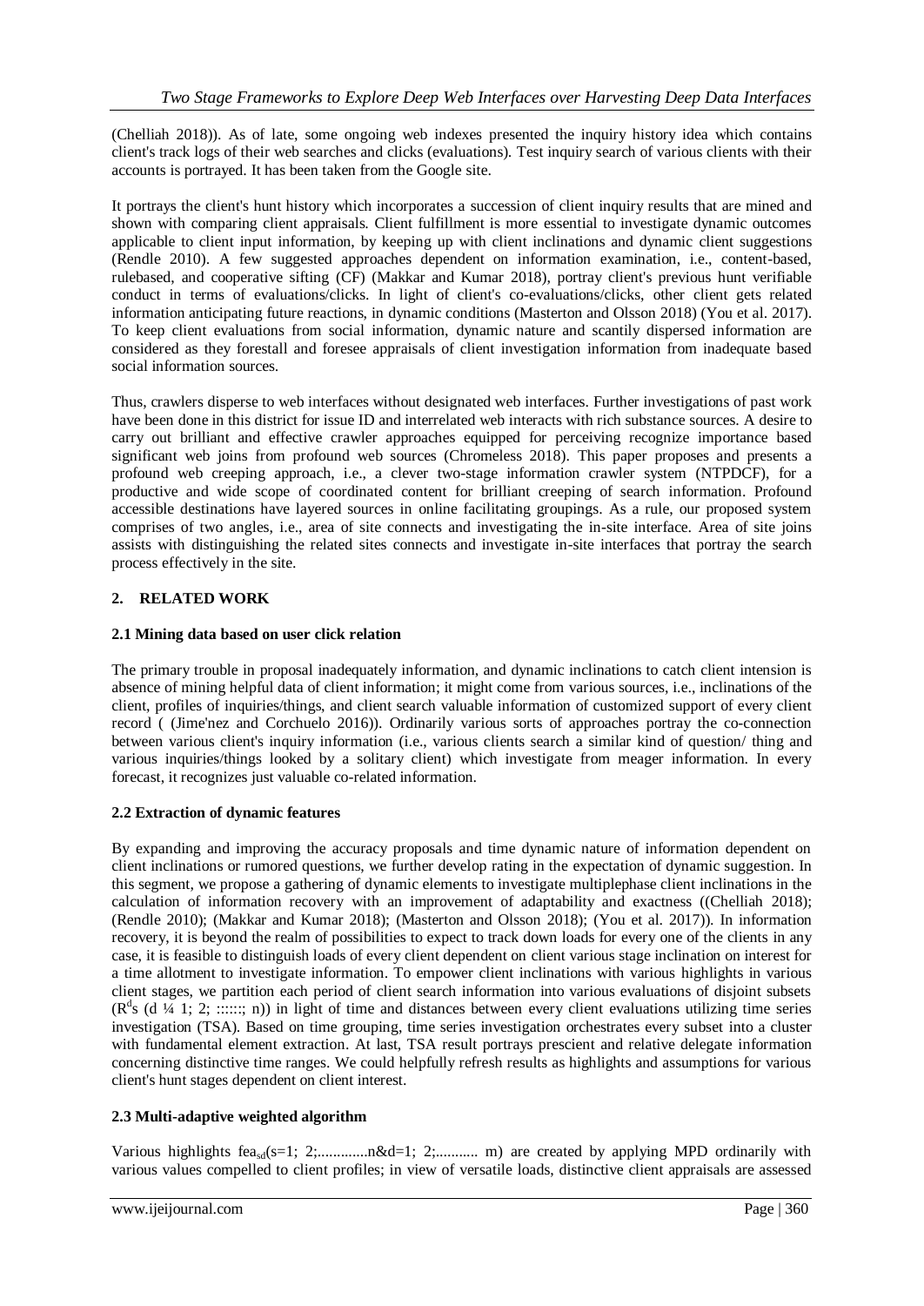(Chelliah 2018)). As of late, some ongoing web indexes presented the inquiry history idea which contains client's track logs of their web searches and clicks (evaluations). Test inquiry search of various clients with their accounts is portrayed. It has been taken from the Google site.

It portrays the client's hunt history which incorporates a succession of client inquiry results that are mined and shown with comparing client appraisals. Client fulfillment is more essential to investigate dynamic outcomes applicable to client input information, by keeping up with client inclinations and dynamic client suggestions (Rendle 2010). A few suggested approaches dependent on information examination, i.e., content-based, rulebased, and cooperative sifting (CF) (Makkar and Kumar 2018), portray client's previous hunt verifiable conduct in terms of evaluations/clicks. In light of client's co-evaluations/clicks, other client gets related information anticipating future reactions, in dynamic conditions (Masterton and Olsson 2018) (You et al. 2017). To keep client evaluations from social information, dynamic nature and scantily dispersed information are considered as they forestall and foresee appraisals of client investigation information from inadequate based social information sources.

Thus, crawlers disperse to web interfaces without designated web interfaces. Further investigations of past work have been done in this district for issue ID and interrelated web interacts with rich substance sources. A desire to carry out brilliant and effective crawler approaches equipped for perceiving recognize importance based significant web joins from profound web sources (Chromeless 2018). This paper proposes and presents a profound web creeping approach, i.e., a clever two-stage information crawler system (NTPDCF), for a productive and wide scope of coordinated content for brilliant creeping of search information. Profound accessible destinations have layered sources in online facilitating groupings. As a rule, our proposed system comprises of two angles, i.e., area of site connects and investigating the in-site interface. Area of site joins assists with distinguishing the related sites connects and investigate in-site interfaces that portray the search process effectively in the site.

## 2. RELATED WORK

### 2.1 Mining data based on user click relation

The primary trouble in proposal inadequately information, and dynamic inclinations to catch client intension is absence of mining helpful data of client information; it might come from various sources, i.e., inclinations of the client, profiles of inquiries/things, and client search valuable information of customized support of every client record ( (Jime'nez and Corchuelo 2016)). Ordinarily various sorts of approaches portray the co-connection between various client's inquiry information (i.e., various clients search a similar kind of question/ thing and various inquiries/things looked by a solitary client) which investigate from meager information. In every forecast, it recognizes just valuable co-related information.

### 2.2 Extraction of dynamic features

By expanding and improving the accuracy proposals and time dynamic nature of information dependent on client inclinations or rumored questions, we further develop rating in the expectation of dynamic suggestion. In this segment, we propose a gathering of dynamic elements to investigate multiplephase client inclinations in the calculation of information recovery with an improvement of adaptability and exactness ((Chelliah 2018); (Rendle 2010); (Makkar and Kumar 2018); (Masterton and Olsson 2018); (You et al. 2017)). In information recovery, it is beyond the realm of possibilities to expect to track down loads for every one of the clients in any case, it is feasible to distinguish loads of every client dependent on client various stage inclination on interest for a time allotment to investigate information. To empower client inclinations with various highlights in various client stages, we partition each period of client search information into various evaluations of disjoint subsets ($R^d$s (d ¼ 1; 2; ::::::; n)) in light of time and distances between every client evaluations utilizing time series investigation (TSA). Based on time grouping, time series investigation orchestrates every subset into a cluster with fundamental element extraction. At last, TSA result portrays prescient and relative delegate information concerning distinctive time ranges. We could helpfully refresh results as highlights and assumptions for various client's hunt stages dependent on client interest.

### 2.3 Multi-adaptive weighted algorithm

Various highlights $fea_{sd}$(s=1; 2;.............n&d=1; 2;........... m) are created by applying MPD ordinarily with various values compelled to client profiles; in view of versatile loads, distinctive client appraisals are assessed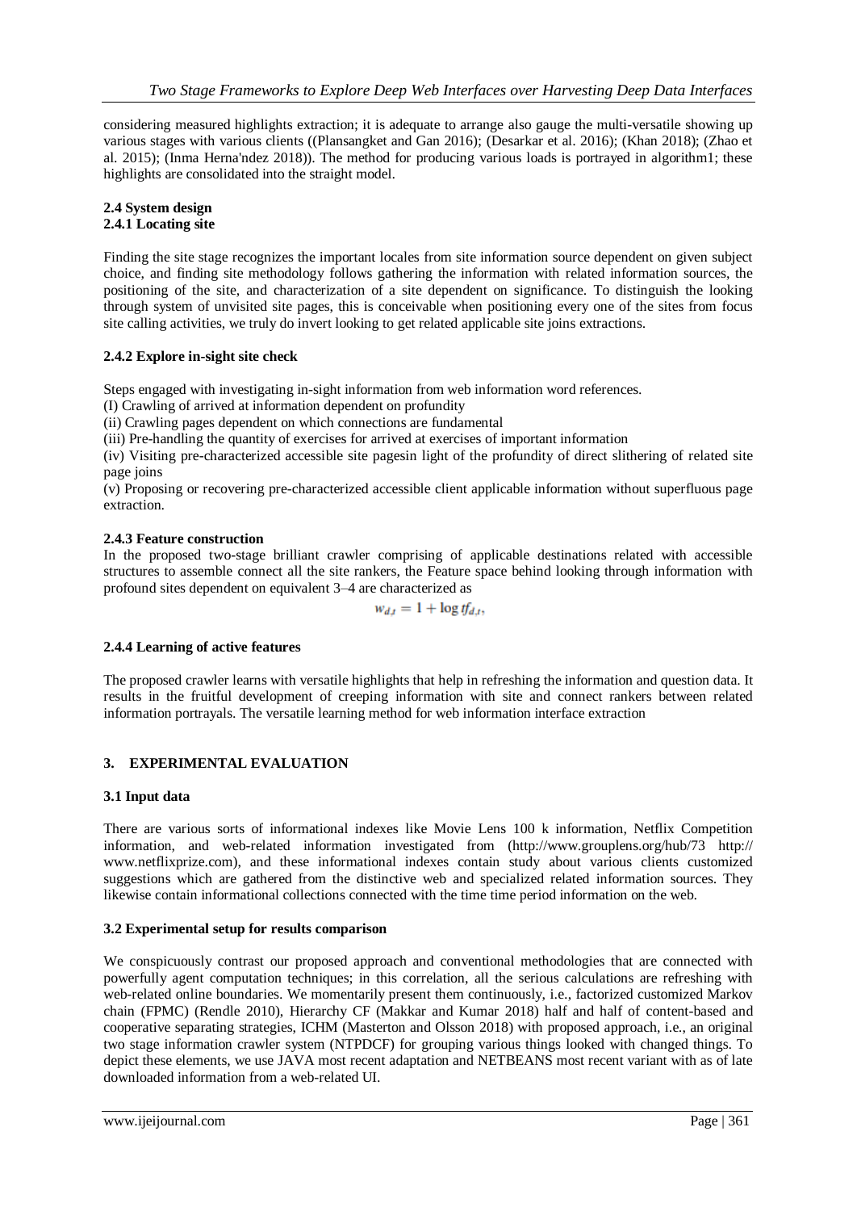considering measured highlights extraction; it is adequate to arrange also gauge the multi-versatile showing up various stages with various clients ((Plansangket and Gan 2016); (Desarkar et al. 2016); (Khan 2018); (Zhao et al. 2015); (Inma Herna'ndez 2018)). The method for producing various loads is portrayed in algorithm1; these highlights are consolidated into the straight model.

### 2.4 System design

#### 2.4.1 Locating site

Finding the site stage recognizes the important locales from site information source dependent on given subject choice, and finding site methodology follows gathering the information with related information sources, the positioning of the site, and characterization of a site dependent on significance. To distinguish the looking through system of unvisited site pages, this is conceivable when positioning every one of the sites from focus site calling activities, we truly do invert looking to get related applicable site joins extractions.

#### 2.4.2 Explore in-sight site check

Steps engaged with investigating in-sight information from web information word references.

(I) Crawling of arrived at information dependent on profundity

(ii) Crawling pages dependent on which connections are fundamental

(iii) Pre-handling the quantity of exercises for arrived at exercises of important information

(iv) Visiting pre-characterized accessible site pagesin light of the profundity of direct slithering of related site page joins

(v) Proposing or recovering pre-characterized accessible client applicable information without superfluous page extraction.

#### 2.4.3 Feature construction

In the proposed two-stage brilliant crawler comprising of applicable destinations related with accessible structures to assemble connect all the site rankers, the Feature space behind looking through information with profound sites dependent on equivalent 3–4 are characterized as

$$w_{d,t} = 1 + \log tf_{d,t},$$

#### 2.4.4 Learning of active features

The proposed crawler learns with versatile highlights that help in refreshing the information and question data. It results in the fruitful development of creeping information with site and connect rankers between related information portrayals. The versatile learning method for web information interface extraction

## 3. EXPERIMENTAL EVALUATION

### 3.1 Input data

There are various sorts of informational indexes like Movie Lens 100 k information, Netflix Competition information, and web-related information investigated from (http://www.grouplens.org/hub/73 http:// www.netflixprize.com), and these informational indexes contain study about various clients customized suggestions which are gathered from the distinctive web and specialized related information sources. They likewise contain informational collections connected with the time time period information on the web.

### 3.2 Experimental setup for results comparison

We conspicuously contrast our proposed approach and conventional methodologies that are connected with powerfully agent computation techniques; in this correlation, all the serious calculations are refreshing with web-related online boundaries. We momentarily present them continuously, i.e., factorized customized Markov chain (FPMC) (Rendle 2010), Hierarchy CF (Makkar and Kumar 2018) half and half of content-based and cooperative separating strategies, ICHM (Masterton and Olsson 2018) with proposed approach, i.e., an original two stage information crawler system (NTPDCF) for grouping various things looked with changed things. To depict these elements, we use JAVA most recent adaptation and NETBEANS most recent variant with as of late downloaded information from a web-related UI.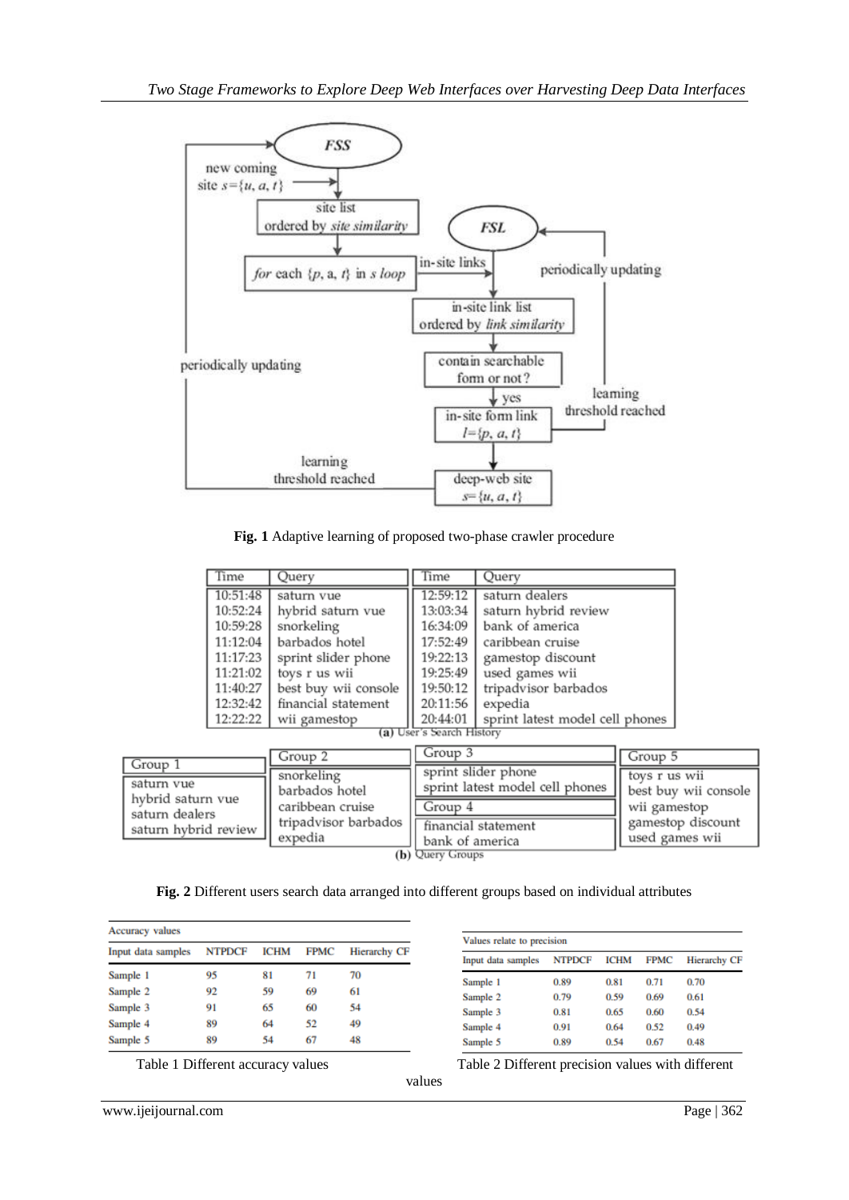**Fig. 1** Adaptive learning of proposed two-phase crawler procedure

| Time | Query | Time | Query |
|---|---|---|---|
| 10:51:48 | saturn vue | 12:59:12 | saturn dealers |
| 10:52:24 | hybrid saturn vue | 13:03:34 | saturn hybrid review |
| 10:59:28 | snorkeling | 16:34:09 | bank of america |
| 11:12:04 | barbados hotel | 17:52:49 | caribbean cruise |
| 11:17:23 | sprint slider phone | 19:22:13 | gamestop discount |
| 11:21:02 | toys r us wii | 19:25:49 | used games wii |
| 11:40:27 | best buy wii console | 19:50:12 | tripadvisor barbados |
| 12:32:42 | financial statement | 20:11:56 | expedia |
| 12:22:22 | wii gamestop | 20:44:01 | sprint latest model cell phones |

**(a)** User's Search History

| Group 1 | Group 2 | Group 3 | Group 4 | Group 5 |
|---|---|---|---|---|
| saturn vue | snorkeling | sprint slider phone | financial statement | toys r us wii |
| hybrid saturn vue | barbados hotel | sprint latest model cell phones | bank of america | best buy wii console |
| saturn dealers | caribbean cruise | | | wii gamestop |
| saturn hybrid review | tripadvisor barbados | | | gamestop discount |
| | expedia | | | used games wii |

**(b)** Query Groups

**Fig. 2** Different users search data arranged into different groups based on individual attributes

| Input data samples | NTPDCF | ICHM | FPMC | Hierarchy CF |
|---|---|---|---|---|
| Accuracy values | | | | |
| Sample 1 | 95 | 81 | 71 | 70 |
| Sample 2 | 92 | 59 | 69 | 61 |
| Sample 3 | 91 | 65 | 60 | 54 |
| Sample 4 | 89 | 64 | 52 | 49 |
| Sample 5 | 89 | 54 | 67 | 48 |

Table 1 Different accuracy values

| Input data samples | NTPDCF | ICHM | FPMC | Hierarchy CF |
|---|---|---|---|---|
| Values relate to precision | | | | |
| Sample 1 | 0.89 | 0.81 | 0.71 | 0.70 |
| Sample 2 | 0.79 | 0.59 | 0.69 | 0.61 |
| Sample 3 | 0.81 | 0.65 | 0.60 | 0.54 |
| Sample 4 | 0.91 | 0.64 | 0.52 | 0.49 |
| Sample 5 | 0.89 | 0.54 | 0.67 | 0.48 |

Table 2 Different precision values with different values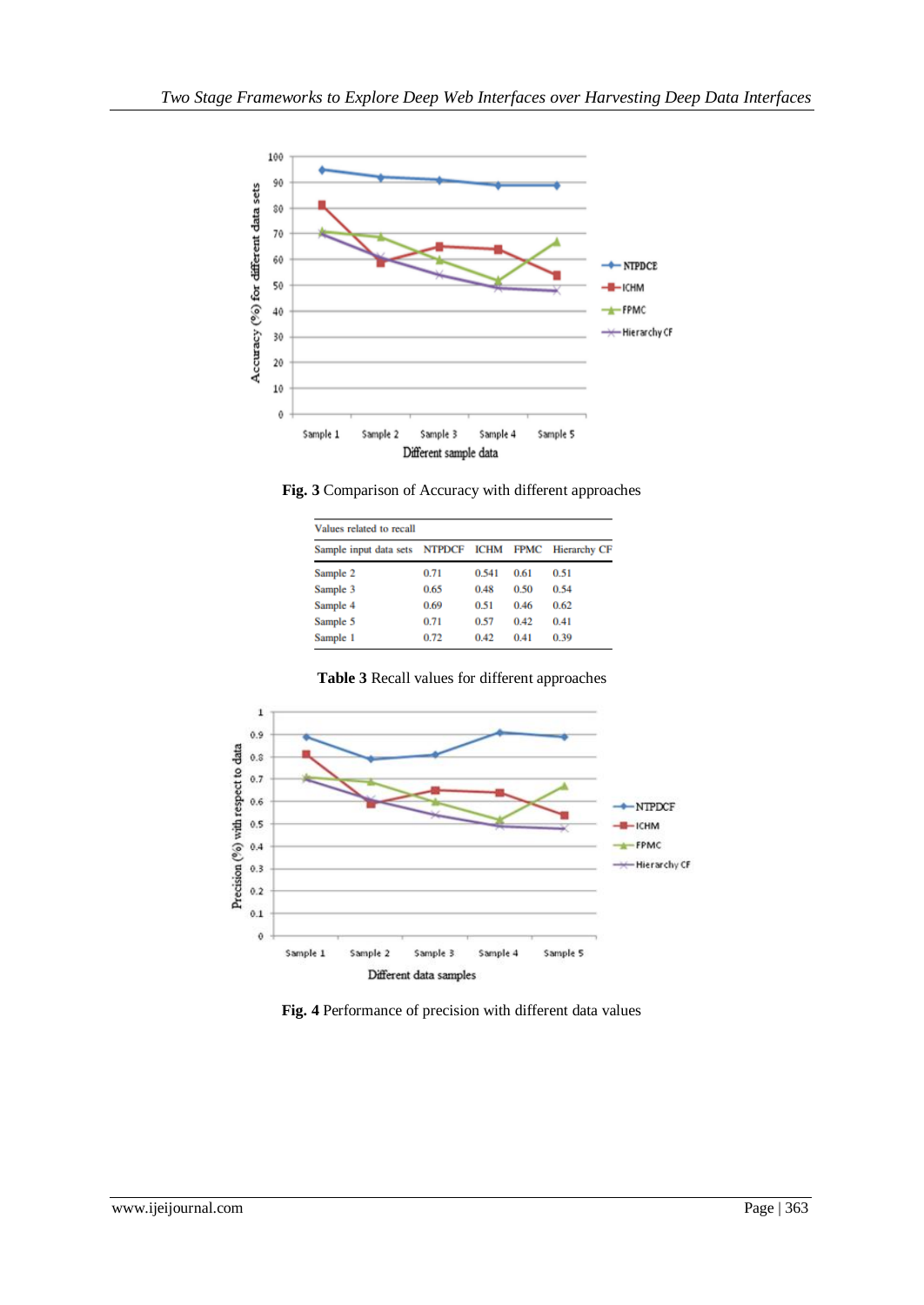**Fig. 3** Comparison of Accuracy with different approaches

| Values related to recall | | | | |
|---|---|---|---|---|
| Sample input data sets | NTPDCF | ICHM | FPMC | Hierarchy CF |
| Sample 2 | 0.71 | 0.541 | 0.61 | 0.51 |
| Sample 3 | 0.65 | 0.48 | 0.50 | 0.54 |
| Sample 4 | 0.69 | 0.51 | 0.46 | 0.62 |
| Sample 5 | 0.71 | 0.57 | 0.42 | 0.41 |
| Sample 1 | 0.72 | 0.42 | 0.41 | 0.39 |

**Table 3** Recall values for different approaches

**Fig. 4** Performance of precision with different data values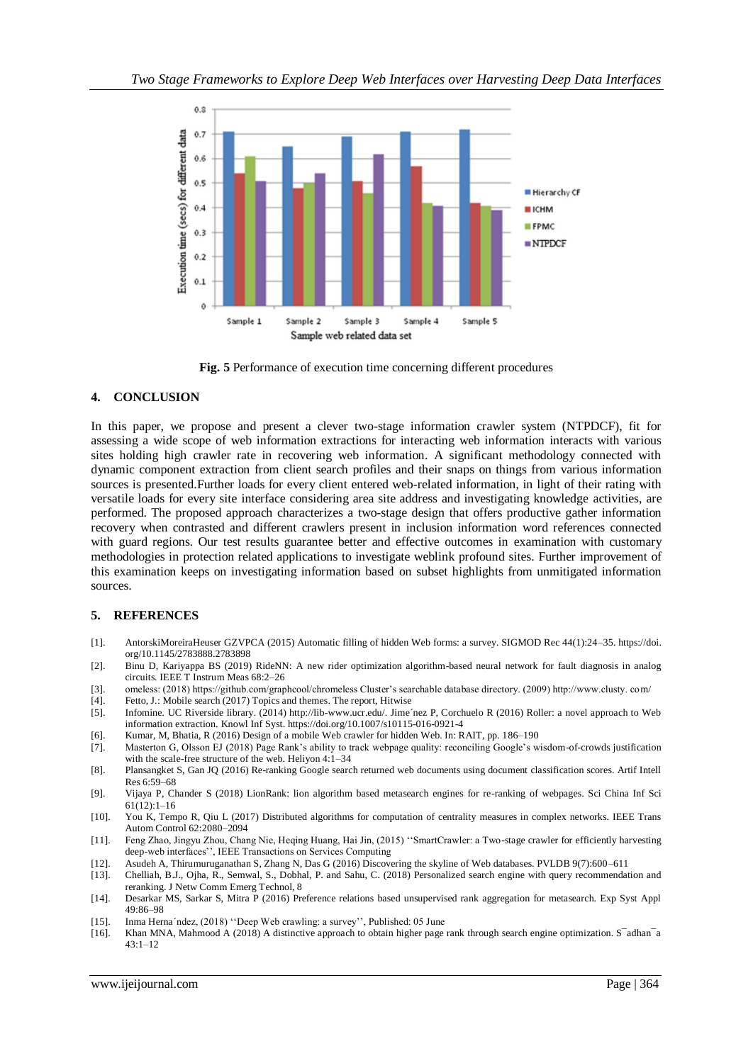0.8
0.7
0.6
0.5
0.4
0.3
0.2
0.1
0

Execution time (secs) for different data

Sample 1
Sample 2
Sample 3
Sample 4
Sample 5

Sample web related data set

Hierarchy CF
ICHM
FPMC
NTPDCF

**Fig. 5** Performance of execution time concerning different procedures

## 4. CONCLUSION

In this paper, we propose and present a clever two-stage information crawler system (NTPDCF), fit for assessing a wide scope of web information extractions for interacting web information interacts with various sites holding high crawler rate in recovering web information. A significant methodology connected with dynamic component extraction from client search profiles and their snaps on things from various information sources is presented.Further loads for every client entered web-related information, in light of their rating with versatile loads for every site interface considering area site address and investigating knowledge activities, are performed. The proposed approach characterizes a two-stage design that offers productive gather information recovery when contrasted and different crawlers present in inclusion information word references connected with guard regions. Our test results guarantee better and effective outcomes in examination with customary methodologies in protection related applications to investigate weblink profound sites. Further improvement of this examination keeps on investigating information based on subset highlights from unmitigated information sources.

## 5. REFERENCES

[1]. AntorskiMoreiraHeuser GZVPCA (2015) Automatic filling of hidden Web forms: a survey. SIGMOD Rec 44(1):24–35. https://doi.org/10.1145/2783888.2783898

[2]. Binu D, Kariyappa BS (2019) RideNN: A new rider optimization algorithm-based neural network for fault diagnosis in analog circuits. IEEE T Instrum Meas 68:2–26

[3]. omeless: (2018) https://github.com/graphcool/chromeless Cluster's searchable database directory. (2009) http://www.clusty. com/

[4]. Fetto, J.: Mobile search (2017) Topics and themes. The report, Hitwise

[5]. Infomine. UC Riverside library. (2014) http://lib-www.ucr.edu/. Jime´nez P, Corchuelo R (2016) Roller: a novel approach to Web information extraction. Knowl Inf Syst. https://doi.org/10.1007/s10115-016-0921-4

[6]. Kumar, M, Bhatia, R (2016) Design of a mobile Web crawler for hidden Web. In: RAIT, pp. 186–190

[7]. Masterton G, Olsson EJ (2018) Page Rank's ability to track webpage quality: reconciling Google's wisdom-of-crowds justification with the scale-free structure of the web. Heliyon 4:1–34

[8]. Plansangket S, Gan JQ (2016) Re-ranking Google search returned web documents using document classification scores. Artif Intell Res 6:59–68

[9]. Vijaya P, Chander S (2018) LionRank: lion algorithm based metasearch engines for re-ranking of webpages. Sci China Inf Sci 61(12):1–16

[10]. You K, Tempo R, Qiu L (2017) Distributed algorithms for computation of centrality measures in complex networks. IEEE Trans Autom Control 62:2080–2094

[11]. Feng Zhao, Jingyu Zhou, Chang Nie, Heqing Huang, Hai Jin, (2015) ''SmartCrawler: a Two-stage crawler for efficiently harvesting deep-web interfaces'', IEEE Transactions on Services Computing

[12]. Asudeh A, Thirumuruganathan S, Zhang N, Das G (2016) Discovering the skyline of Web databases. PVLDB 9(7):600–611

[13]. Chelliah, B.J., Ojha, R., Semwal, S., Dobhal, P. and Sahu, C. (2018) Personalized search engine with query recommendation and reranking. J Netw Comm Emerg Technol, 8

[14]. Desarkar MS, Sarkar S, Mitra P (2016) Preference relations based unsupervised rank aggregation for metasearch. Exp Syst Appl 49:86–98

[15]. Inma Herna´ndez, (2018) ''Deep Web crawling: a survey'', Published: 05 June

[16]. Khan MNA, Mahmood A (2018) A distinctive approach to obtain higher page rank through search engine optimization. S¯adhan¯a 43:1–12